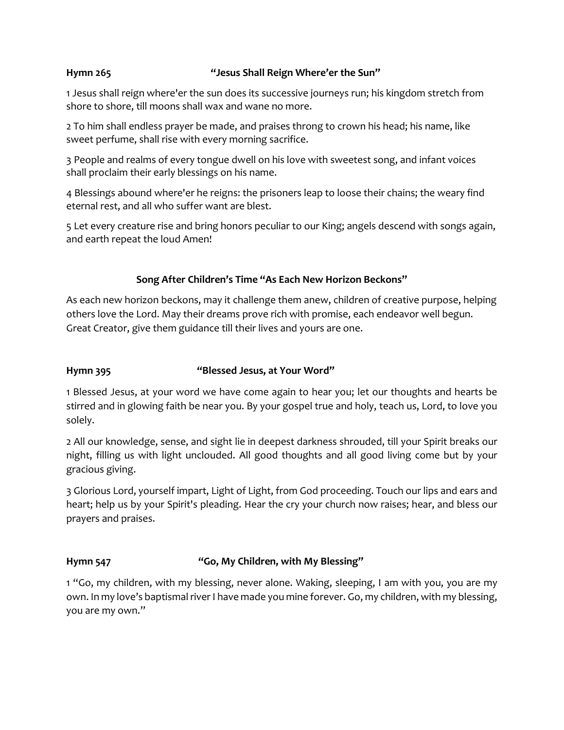**Hymn 265 "Jesus Shall Reign Where'er the Sun"**

1 Jesus shall reign where'er the sun does its successive journeys run; his kingdom stretch from shore to shore, till moons shall wax and wane no more.

2 To him shall endless prayer be made, and praises throng to crown his head; his name, like sweet perfume, shall rise with every morning sacrifice.

3 People and realms of every tongue dwell on his love with sweetest song, and infant voices shall proclaim their early blessings on his name.

4 Blessings abound where'er he reigns: the prisoners leap to loose their chains; the weary find eternal rest, and all who suffer want are blest.

5 Let every creature rise and bring honors peculiar to our King; angels descend with songs again, and earth repeat the loud Amen!

**Song After Children's Time "As Each New Horizon Beckons"**

As each new horizon beckons, may it challenge them anew, children of creative purpose, helping others love the Lord. May their dreams prove rich with promise, each endeavor well begun. Great Creator, give them guidance till their lives and yours are one.

**Hymn 395 "Blessed Jesus, at Your Word"**

1 Blessed Jesus, at your word we have come again to hear you; let our thoughts and hearts be stirred and in glowing faith be near you. By your gospel true and holy, teach us, Lord, to love you solely.

2 All our knowledge, sense, and sight lie in deepest darkness shrouded, till your Spirit breaks our night, filling us with light unclouded. All good thoughts and all good living come but by your gracious giving.

3 Glorious Lord, yourself impart, Light of Light, from God proceeding. Touch our lips and ears and heart; help us by your Spirit's pleading. Hear the cry your church now raises; hear, and bless our prayers and praises.

**Hymn 547 "Go, My Children, with My Blessing"**

1 "Go, my children, with my blessing, never alone. Waking, sleeping, I am with you, you are my own. In my love's baptismal river I have made you mine forever. Go, my children, with my blessing, you are my own."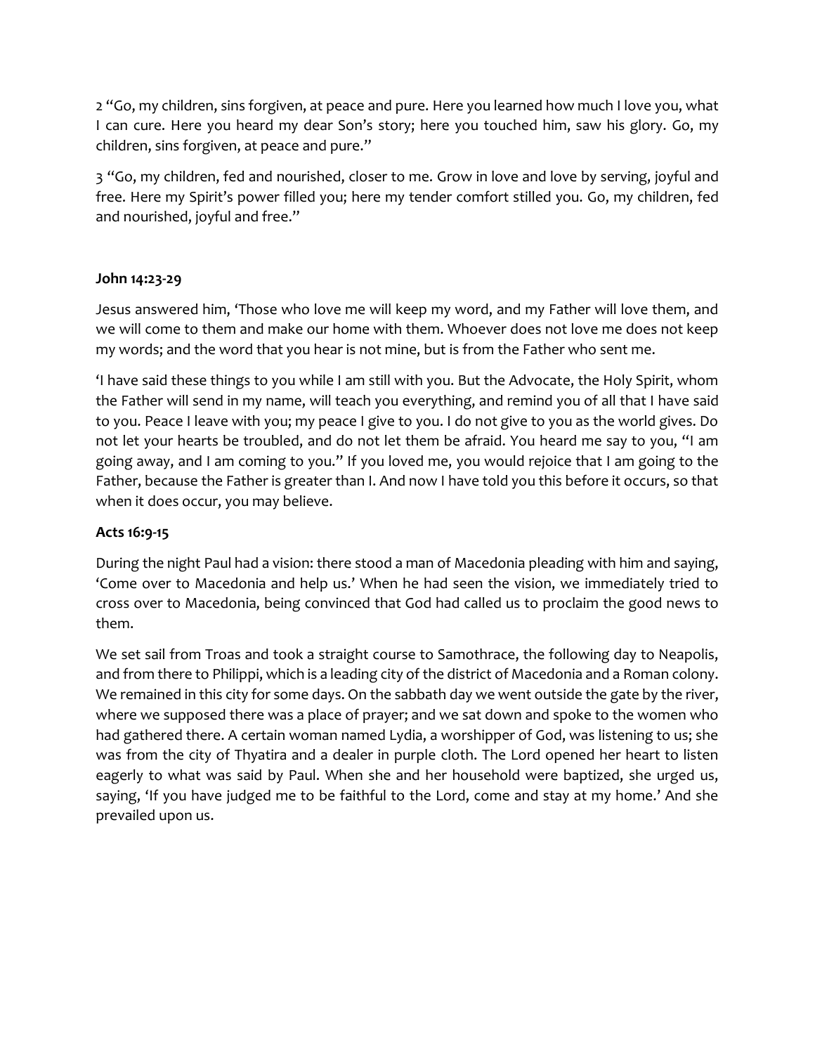2 “Go, my children, sins forgiven, at peace and pure. Here you learned how much I love you, what I can cure. Here you heard my dear Son’s story; here you touched him, saw his glory. Go, my children, sins forgiven, at peace and pure.”

3 “Go, my children, fed and nourished, closer to me. Grow in love and love by serving, joyful and free. Here my Spirit’s power filled you; here my tender comfort stilled you. Go, my children, fed and nourished, joyful and free.”

**John 14:23-29**

Jesus answered him, ‘Those who love me will keep my word, and my Father will love them, and we will come to them and make our home with them. Whoever does not love me does not keep my words; and the word that you hear is not mine, but is from the Father who sent me.

‘I have said these things to you while I am still with you. But the Advocate, the Holy Spirit, whom the Father will send in my name, will teach you everything, and remind you of all that I have said to you. Peace I leave with you; my peace I give to you. I do not give to you as the world gives. Do not let your hearts be troubled, and do not let them be afraid. You heard me say to you, “I am going away, and I am coming to you.” If you loved me, you would rejoice that I am going to the Father, because the Father is greater than I. And now I have told you this before it occurs, so that when it does occur, you may believe.

**Acts 16:9-15**

During the night Paul had a vision: there stood a man of Macedonia pleading with him and saying, ‘Come over to Macedonia and help us.’ When he had seen the vision, we immediately tried to cross over to Macedonia, being convinced that God had called us to proclaim the good news to them.

We set sail from Troas and took a straight course to Samothrace, the following day to Neapolis, and from there to Philippi, which is a leading city of the district of Macedonia and a Roman colony. We remained in this city for some days. On the sabbath day we went outside the gate by the river, where we supposed there was a place of prayer; and we sat down and spoke to the women who had gathered there. A certain woman named Lydia, a worshipper of God, was listening to us; she was from the city of Thyatira and a dealer in purple cloth. The Lord opened her heart to listen eagerly to what was said by Paul. When she and her household were baptized, she urged us, saying, ‘If you have judged me to be faithful to the Lord, come and stay at my home.’ And she prevailed upon us.